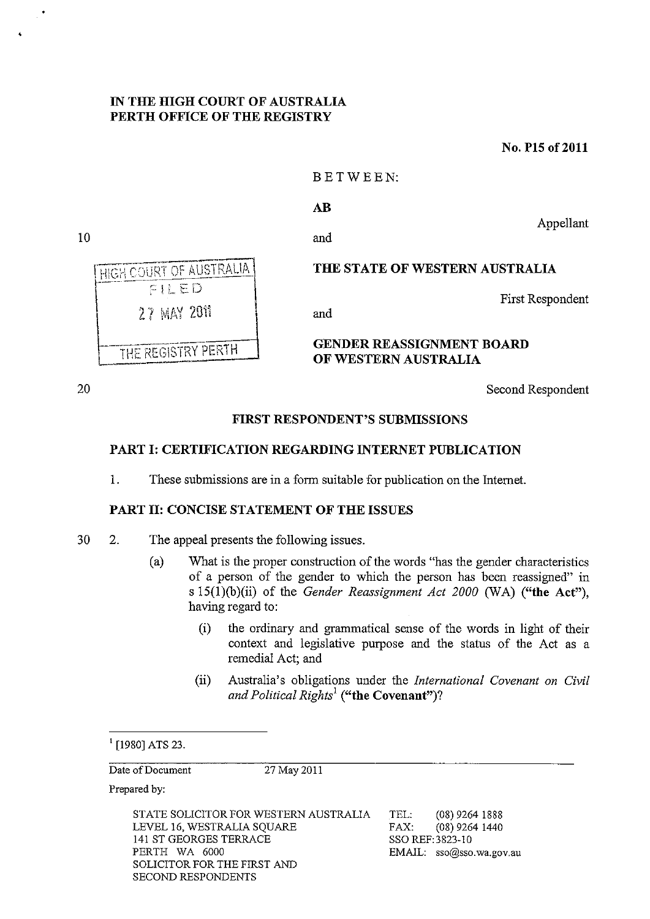**IN THE HIGH COURT OF AUSTRALIA**
**PERTH OFFICE OF THE REGISTRY**

**No. P15 of 2011**

BETWEEN:

**AB**

Appellant

and

**THE STATE OF WESTERN AUSTRALIA**

First Respondent

and

**GENDER REASSIGNMENT BOARD OF WESTERN AUSTRALIA**

Second Respondent

HIGH COURT OF AUSTRALIA
FILED
27 MAY 2011
THE REGISTRY PERTH

## FIRST RESPONDENT'S SUBMISSIONS

### PART I: CERTIFICATION REGARDING INTERNET PUBLICATION

1. These submissions are in a form suitable for publication on the Internet.

### PART II: CONCISE STATEMENT OF THE ISSUES

2. The appeal presents the following issues.

   (a) What is the proper construction of the words "has the gender characteristics of a person of the gender to which the person has been reassigned" in s 15(1)(b)(ii) of the *Gender Reassignment Act 2000* (WA) (**"the Act"**), having regard to:

      (i) the ordinary and grammatical sense of the words in light of their context and legislative purpose and the status of the Act as a remedial Act; and

      (ii) Australia's obligations under the *International Covenant on Civil and Political Rights*[1] (**"the Covenant"**)?

[1] [1980] ATS 23.

Date of Document: 27 May 2011

Prepared by:

STATE SOLICITOR FOR WESTERN AUSTRALIA
LEVEL 16, WESTRALIA SQUARE
141 ST GEORGES TERRACE
PERTH WA 6000
SOLICITOR FOR THE FIRST AND SECOND RESPONDENTS

TEL: (08) 9264 1888
FAX: (08) 9264 1440
SSO REF: 3823-10
EMAIL: sso@sso.wa.gov.au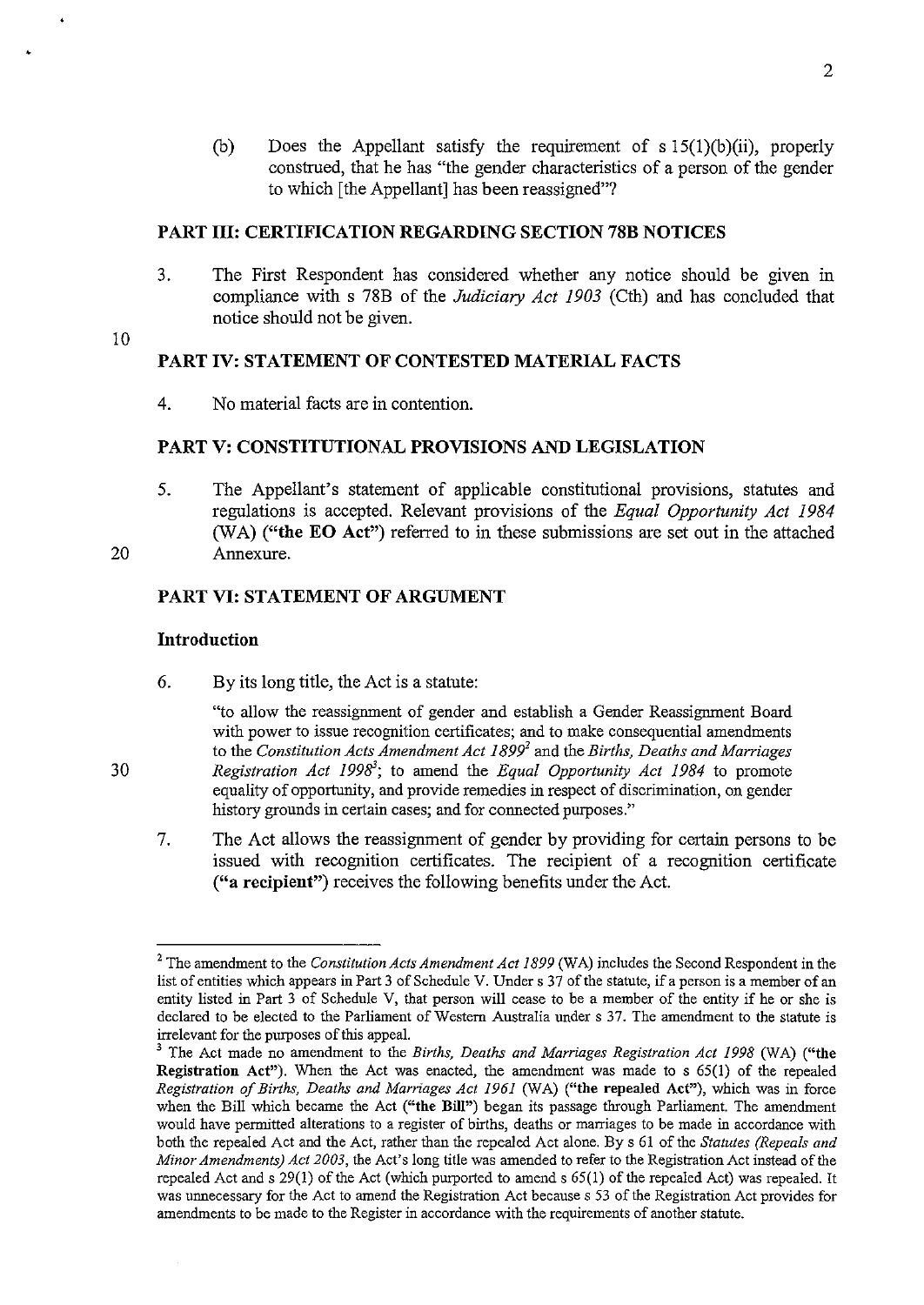(b) Does the Appellant satisfy the requirement of s 15(1)(b)(ii), properly construed, that he has "the gender characteristics of a person of the gender to which [the Appellant] has been reassigned"?

## PART III: CERTIFICATION REGARDING SECTION 78B NOTICES

3. The First Respondent has considered whether any notice should be given in compliance with s 78B of the *Judiciary Act 1903* (Cth) and has concluded that notice should not be given.

## PART IV: STATEMENT OF CONTESTED MATERIAL FACTS

4. No material facts are in contention.

## PART V: CONSTITUTIONAL PROVISIONS AND LEGISLATION

5. The Appellant's statement of applicable constitutional provisions, statutes and regulations is accepted. Relevant provisions of the *Equal Opportunity Act 1984* (WA) (**"the EO Act"**) referred to in these submissions are set out in the attached Annexure.

## PART VI: STATEMENT OF ARGUMENT

### Introduction

6. By its long title, the Act is a statute:

   "to allow the reassignment of gender and establish a Gender Reassignment Board with power to issue recognition certificates; and to make consequential amendments to the *Constitution Acts Amendment Act 1899*[2] and the *Births, Deaths and Marriages Registration Act 1998*[3]; to amend the *Equal Opportunity Act 1984* to promote equality of opportunity, and provide remedies in respect of discrimination, on gender history grounds in certain cases; and for connected purposes."

7. The Act allows the reassignment of gender by providing for certain persons to be issued with recognition certificates. The recipient of a recognition certificate (**"a recipient"**) receives the following benefits under the Act.

---

[2] The amendment to the *Constitution Acts Amendment Act 1899* (WA) includes the Second Respondent in the list of entities which appears in Part 3 of Schedule V. Under s 37 of the statute, if a person is a member of an entity listed in Part 3 of Schedule V, that person will cease to be a member of the entity if he or she is declared to be elected to the Parliament of Western Australia under s 37. The amendment to the statute is irrelevant for the purposes of this appeal.

[3] The Act made no amendment to the *Births, Deaths and Marriages Registration Act 1998* (WA) (**"the Registration Act"**). When the Act was enacted, the amendment was made to s 65(1) of the repealed *Registration of Births, Deaths and Marriages Act 1961* (WA) (**"the repealed Act"**), which was in force when the Bill which became the Act (**"the Bill"**) began its passage through Parliament. The amendment would have permitted alterations to a register of births, deaths or marriages to be made in accordance with both the repealed Act and the Act, rather than the repealed Act alone. By s 61 of the *Statutes (Repeals and Minor Amendments) Act 2003*, the Act's long title was amended to refer to the Registration Act instead of the repealed Act and s 29(1) of the Act (which purported to amend s 65(1) of the repealed Act) was repealed. It was unnecessary for the Act to amend the Registration Act because s 53 of the Registration Act provides for amendments to be made to the Register in accordance with the requirements of another statute.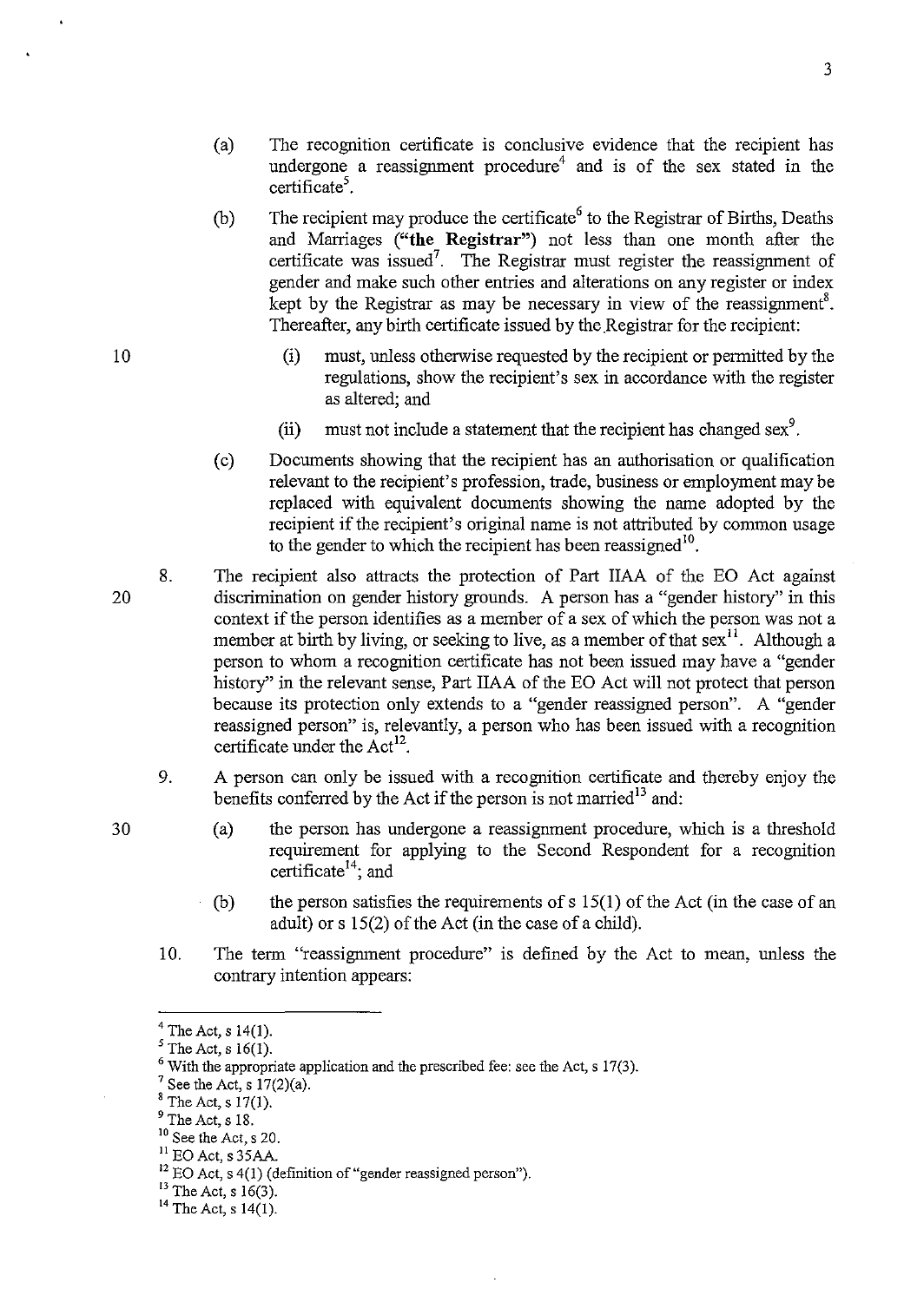(a) The recognition certificate is conclusive evidence that the recipient has undergone a reassignment procedure[4] and is of the sex stated in the certificate[5].

(b) The recipient may produce the certificate[6] to the Registrar of Births, Deaths and Marriages (**"the Registrar"**) not less than one month after the certificate was issued[7]. The Registrar must register the reassignment of gender and make such other entries and alterations on any register or index kept by the Registrar as may be necessary in view of the reassignment[8]. Thereafter, any birth certificate issued by the Registrar for the recipient:

   (i) must, unless otherwise requested by the recipient or permitted by the regulations, show the recipient's sex in accordance with the register as altered; and

   (ii) must not include a statement that the recipient has changed sex[9].

(c) Documents showing that the recipient has an authorisation or qualification relevant to the recipient's profession, trade, business or employment may be replaced with equivalent documents showing the name adopted by the recipient if the recipient's original name is not attributed by common usage to the gender to which the recipient has been reassigned[10].

8. The recipient also attracts the protection of Part IIAA of the EO Act against discrimination on gender history grounds. A person has a "gender history" in this context if the person identifies as a member of a sex of which the person was not a member at birth by living, or seeking to live, as a member of that sex[11]. Although a person to whom a recognition certificate has not been issued may have a "gender history" in the relevant sense, Part IIAA of the EO Act will not protect that person because its protection only extends to a "gender reassigned person". A "gender reassigned person" is, relevantly, a person who has been issued with a recognition certificate under the Act[12].

9. A person can only be issued with a recognition certificate and thereby enjoy the benefits conferred by the Act if the person is not married[13] and:

   (a) the person has undergone a reassignment procedure, which is a threshold requirement for applying to the Second Respondent for a recognition certificate[14]; and

   (b) the person satisfies the requirements of s 15(1) of the Act (in the case of an adult) or s 15(2) of the Act (in the case of a child).

10. The term "reassignment procedure" is defined by the Act to mean, unless the contrary intention appears:

---

[4] The Act, s 14(1).

[5] The Act, s 16(1).

[6] With the appropriate application and the prescribed fee: see the Act, s 17(3).

[7] See the Act, s 17(2)(a).

[8] The Act, s 17(1).

[9] The Act, s 18.

[10] See the Act, s 20.

[11] EO Act, s 35AA.

[12] EO Act, s 4(1) (definition of "gender reassigned person").

[13] The Act, s 16(3).

[14] The Act, s 14(1).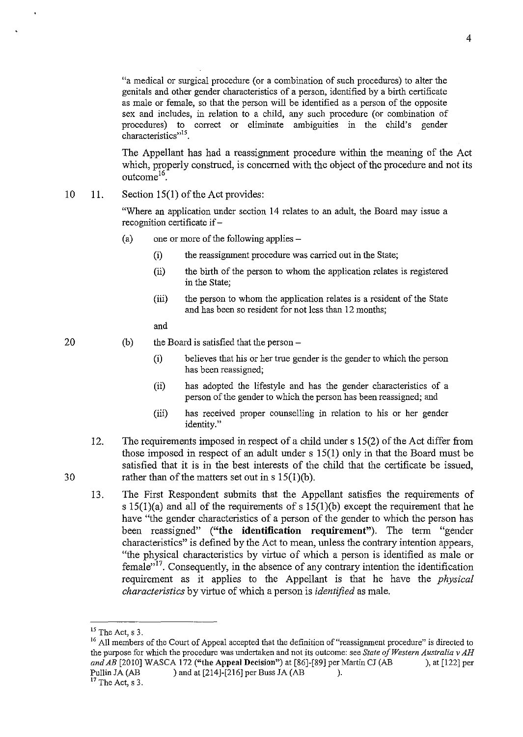> "a medical or surgical procedure (or a combination of such procedures) to alter the genitals and other gender characteristics of a person, identified by a birth certificate as male or female, so that the person will be identified as a person of the opposite sex and includes, in relation to a child, any such procedure (or combination of procedures) to correct or eliminate ambiguities in the child's gender characteristics"[15].

The Appellant has had a reassignment procedure within the meaning of the Act which, properly construed, is concerned with the object of the procedure and not its outcome[16].

11. Section 15(1) of the Act provides:

> "Where an application under section 14 relates to an adult, the Board may issue a recognition certificate if –
>
> (a) one or more of the following applies –
>
> (i) the reassignment procedure was carried out in the State;
>
> (ii) the birth of the person to whom the application relates is registered in the State;
>
> (iii) the person to whom the application relates is a resident of the State and has been so resident for not less than 12 months;
>
> and
>
> (b) the Board is satisfied that the person –
>
> (i) believes that his or her true gender is the gender to which the person has been reassigned;
>
> (ii) has adopted the lifestyle and has the gender characteristics of a person of the gender to which the person has been reassigned; and
>
> (iii) has received proper counselling in relation to his or her gender identity."

12. The requirements imposed in respect of a child under s 15(2) of the Act differ from those imposed in respect of an adult under s 15(1) only in that the Board must be satisfied that it is in the best interests of the child that the certificate be issued, rather than of the matters set out in s 15(1)(b).

13. The First Respondent submits that the Appellant satisfies the requirements of s 15(1)(a) and all of the requirements of s 15(1)(b) except the requirement that he have "the gender characteristics of a person of the gender to which the person has been reassigned" (**"the identification requirement"**). The term "gender characteristics" is defined by the Act to mean, unless the contrary intention appears, "the physical characteristics by virtue of which a person is identified as male or female"[17]. Consequently, in the absence of any contrary intention the identification requirement as it applies to the Appellant is that he have the *physical characteristics* by virtue of which a person is *identified* as male.

---

[15] The Act, s 3.

[16] All members of the Court of Appeal accepted that the definition of "reassignment procedure" is directed to the purpose for which the procedure was undertaken and not its outcome: see *State of Western Australia v AH and AB* [2010] WASCA 172 (**"the Appeal Decision"**) at [86]-[89] per Martin CJ (AB ), at [122] per Pullin JA (AB ) and at [214]-[216] per Buss JA (AB ).

[17] The Act, s 3.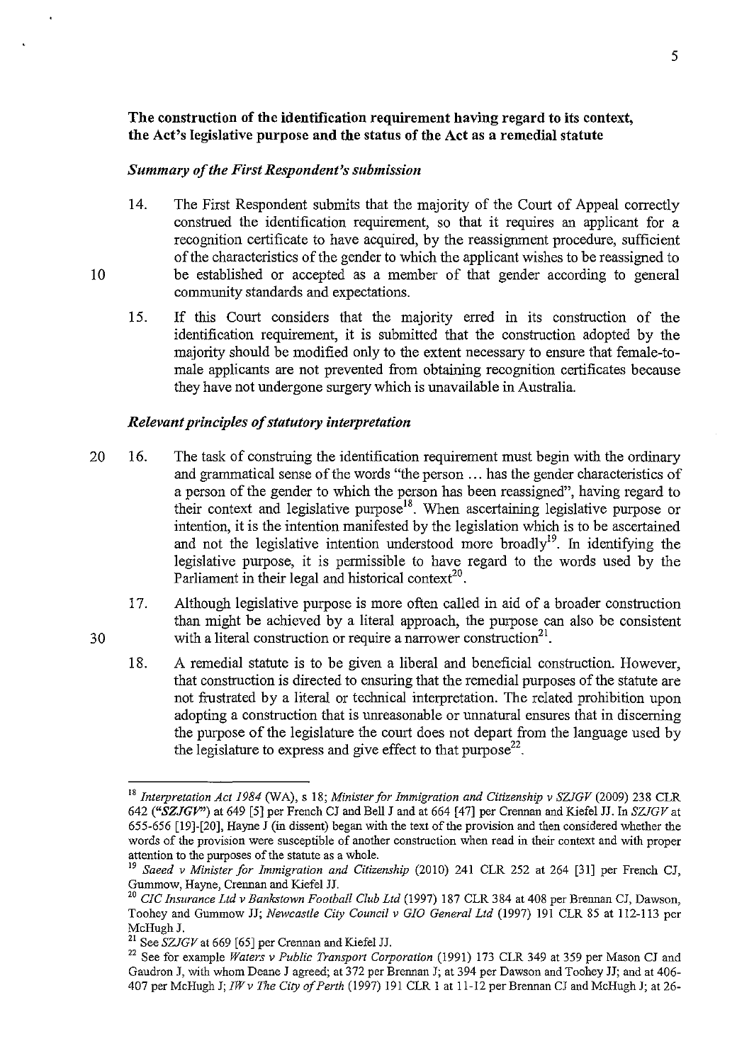**The construction of the identification requirement having regard to its context, the Act's legislative purpose and the status of the Act as a remedial statute**

***Summary of the First Respondent's submission***

14. The First Respondent submits that the majority of the Court of Appeal correctly construed the identification requirement, so that it requires an applicant for a recognition certificate to have acquired, by the reassignment procedure, sufficient of the characteristics of the gender to which the applicant wishes to be reassigned to be established or accepted as a member of that gender according to general community standards and expectations.

15. If this Court considers that the majority erred in its construction of the identification requirement, it is submitted that the construction adopted by the majority should be modified only to the extent necessary to ensure that female-to-male applicants are not prevented from obtaining recognition certificates because they have not undergone surgery which is unavailable in Australia.

***Relevant principles of statutory interpretation***

16. The task of construing the identification requirement must begin with the ordinary and grammatical sense of the words "the person ... has the gender characteristics of a person of the gender to which the person has been reassigned", having regard to their context and legislative purpose[18]. When ascertaining legislative purpose or intention, it is the intention manifested by the legislation which is to be ascertained and not the legislative intention understood more broadly[19]. In identifying the legislative purpose, it is permissible to have regard to the words used by the Parliament in their legal and historical context[20].

17. Although legislative purpose is more often called in aid of a broader construction than might be achieved by a literal approach, the purpose can also be consistent with a literal construction or require a narrower construction[21].

18. A remedial statute is to be given a liberal and beneficial construction. However, that construction is directed to ensuring that the remedial purposes of the statute are not frustrated by a literal or technical interpretation. The related prohibition upon adopting a construction that is unreasonable or unnatural ensures that in discerning the purpose of the legislature the court does not depart from the language used by the legislature to express and give effect to that purpose[22].

---

[18] *Interpretation Act 1984* (WA), s 18; *Minister for Immigration and Citizenship v SZJGV* (2009) 238 CLR 642 (*"SZJGV"*) at 649 [5] per French CJ and Bell J and at 664 [47] per Crennan and Kiefel JJ. In *SZJGV* at 655-656 [19]-[20], Hayne J (in dissent) began with the text of the provision and then considered whether the words of the provision were susceptible of another construction when read in their context and with proper attention to the purposes of the statute as a whole.

[19] *Saeed v Minister for Immigration and Citizenship* (2010) 241 CLR 252 at 264 [31] per French CJ, Gummow, Hayne, Crennan and Kiefel JJ.

[20] *CIC Insurance Ltd v Bankstown Football Club Ltd* (1997) 187 CLR 384 at 408 per Brennan CJ, Dawson, Toohey and Gummow JJ; *Newcastle City Council v GIO General Ltd* (1997) 191 CLR 85 at 112-113 per McHugh J.

[21] See *SZJGV* at 669 [65] per Crennan and Kiefel JJ.

[22] See for example *Waters v Public Transport Corporation* (1991) 173 CLR 349 at 359 per Mason CJ and Gaudron J, with whom Deane J agreed; at 372 per Brennan J; at 394 per Dawson and Toohey JJ; and at 406-407 per McHugh J; *IW v The City of Perth* (1997) 191 CLR 1 at 11-12 per Brennan CJ and McHugh J; at 26-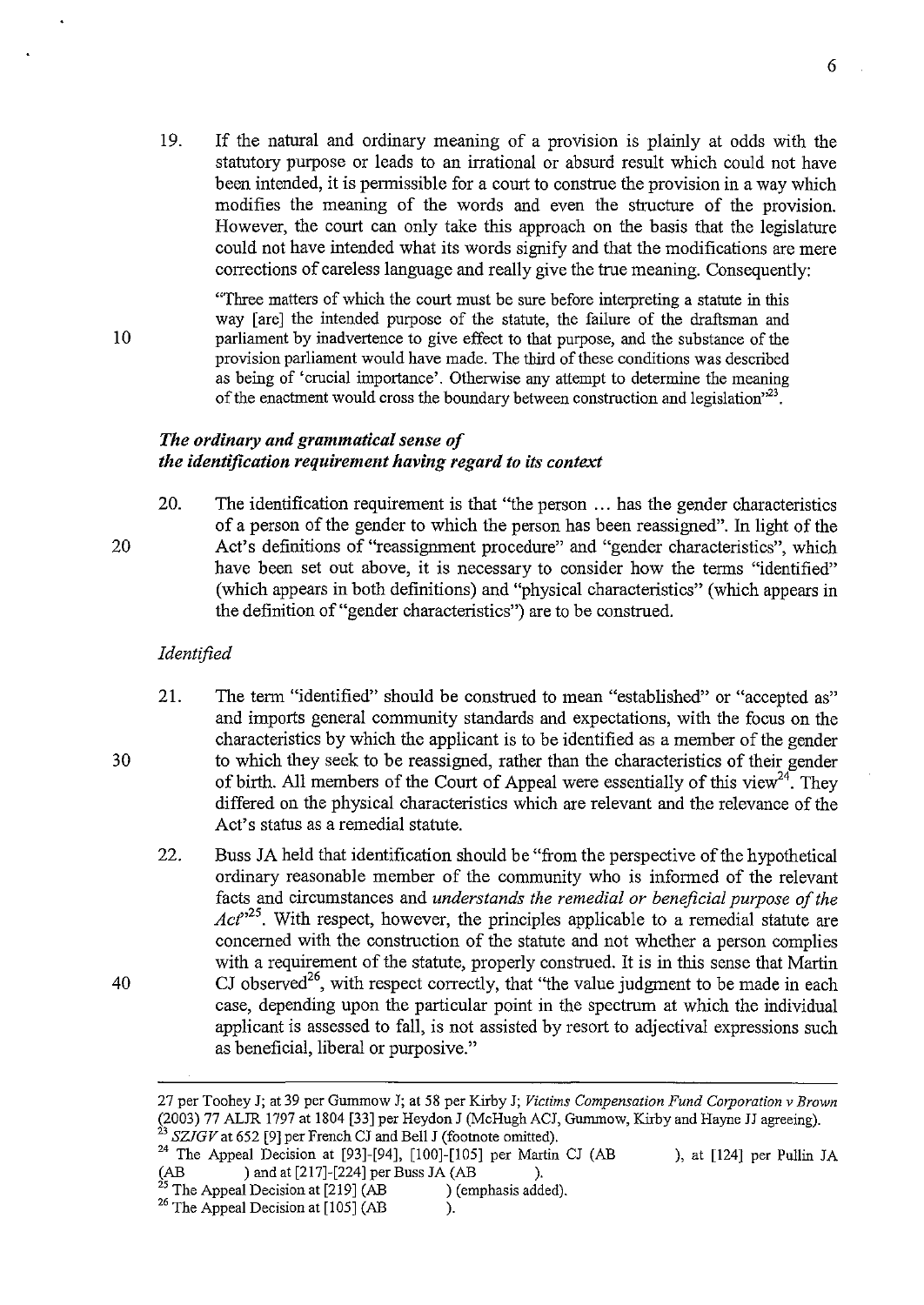19. If the natural and ordinary meaning of a provision is plainly at odds with the statutory purpose or leads to an irrational or absurd result which could not have been intended, it is permissible for a court to construe the provision in a way which modifies the meaning of the words and even the structure of the provision. However, the court can only take this approach on the basis that the legislature could not have intended what its words signify and that the modifications are mere corrections of careless language and really give the true meaning. Consequently:

> "Three matters of which the court must be sure before interpreting a statute in this way [are] the intended purpose of the statute, the failure of the draftsman and parliament by inadvertence to give effect to that purpose, and the substance of the provision parliament would have made. The third of these conditions was described as being of 'crucial importance'. Otherwise any attempt to determine the meaning of the enactment would cross the boundary between construction and legislation"[23].

### *The ordinary and grammatical sense of the identification requirement having regard to its context*

20. The identification requirement is that "the person ... has the gender characteristics of a person of the gender to which the person has been reassigned". In light of the Act's definitions of "reassignment procedure" and "gender characteristics", which have been set out above, it is necessary to consider how the terms "identified" (which appears in both definitions) and "physical characteristics" (which appears in the definition of "gender characteristics") are to be construed.

#### *Identified*

21. The term "identified" should be construed to mean "established" or "accepted as" and imports general community standards and expectations, with the focus on the characteristics by which the applicant is to be identified as a member of the gender to which they seek to be reassigned, rather than the characteristics of their gender of birth. All members of the Court of Appeal were essentially of this view[24]. They differed on the physical characteristics which are relevant and the relevance of the Act's status as a remedial statute.

22. Buss JA held that identification should be "from the perspective of the hypothetical ordinary reasonable member of the community who is informed of the relevant facts and circumstances and *understands the remedial or beneficial purpose of the Act*"[25]. With respect, however, the principles applicable to a remedial statute are concerned with the construction of the statute and not whether a person complies with a requirement of the statute, properly construed. It is in this sense that Martin CJ observed[26], with respect correctly, that "the value judgment to be made in each case, depending upon the particular point in the spectrum at which the individual applicant is assessed to fall, is not assisted by resort to adjectival expressions such as beneficial, liberal or purposive."

---

27 per Toohey J; at 39 per Gummow J; at 58 per Kirby J; *Victims Compensation Fund Corporation v Brown* (2003) 77 ALJR 1797 at 1804 [33] per Heydon J (McHugh ACJ, Gummow, Kirby and Hayne JJ agreeing).

[23] *SZJGV* at 652 [9] per French CJ and Bell J (footnote omitted).

[24] The Appeal Decision at [93]-[94], [100]-[105] per Martin CJ (AB ), at [124] per Pullin JA (AB ) and at [217]-[224] per Buss JA (AB ).

[25] The Appeal Decision at [219] (AB ) (emphasis added).

[26] The Appeal Decision at [105] (AB ).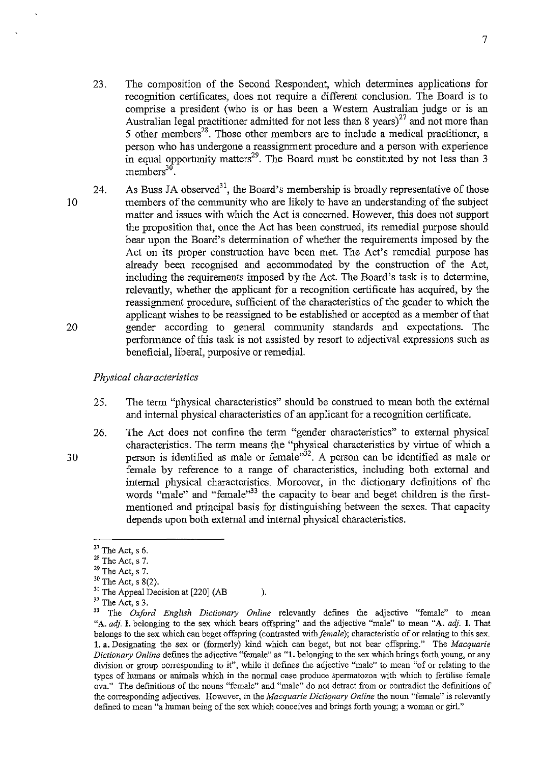23. The composition of the Second Respondent, which determines applications for recognition certificates, does not require a different conclusion. The Board is to comprise a president (who is or has been a Western Australian judge or is an Australian legal practitioner admitted for not less than 8 years)[27] and not more than 5 other members[28]. Those other members are to include a medical practitioner, a person who has undergone a reassignment procedure and a person with experience in equal opportunity matters[29]. The Board must be constituted by not less than 3 members[30].

24. As Buss JA observed[31], the Board's membership is broadly representative of those members of the community who are likely to have an understanding of the subject matter and issues with which the Act is concerned. However, this does not support the proposition that, once the Act has been construed, its remedial purpose should bear upon the Board's determination of whether the requirements imposed by the Act on its proper construction have been met. The Act's remedial purpose has already been recognised and accommodated by the construction of the Act, including the requirements imposed by the Act. The Board's task is to determine, relevantly, whether the applicant for a recognition certificate has acquired, by the reassignment procedure, sufficient of the characteristics of the gender to which the applicant wishes to be reassigned to be established or accepted as a member of that gender according to general community standards and expectations. The performance of this task is not assisted by resort to adjectival expressions such as beneficial, liberal, purposive or remedial.

*Physical characteristics*

25. The term "physical characteristics" should be construed to mean both the external and internal physical characteristics of an applicant for a recognition certificate.

26. The Act does not confine the term "gender characteristics" to external physical characteristics. The term means the "physical characteristics by virtue of which a person is identified as male or female"[32]. A person can be identified as male or female by reference to a range of characteristics, including both external and internal physical characteristics. Moreover, in the dictionary definitions of the words "male" and "female"[33] the capacity to bear and beget children is the first-mentioned and principal basis for distinguishing between the sexes. That capacity depends upon both external and internal physical characteristics.

---

[27] The Act, s 6.

[28] The Act, s 7.

[29] The Act, s 7.

[30] The Act, s 8(2).

[31] The Appeal Decision at [220] (AB ).

[32] The Act, s 3.

[33] The *Oxford English Dictionary Online* relevantly defines the adjective "female" to mean "**A.** *adj.* **I.** belonging to the sex which bears offspring" and the adjective "male" to mean "**A.** *adj.* **I.** That belongs to the sex which can beget offspring (contrasted with *female*); characteristic of or relating to this sex. **1. a.** Designating the sex or (formerly) kind which can beget, but not bear offspring." The *Macquarie Dictionary Online* defines the adjective "female" as "**1.** belonging to the sex which brings forth young, or any division or group corresponding to it", while it defines the adjective "male" to mean "of or relating to the types of humans or animals which in the normal case produce spermatozoa with which to fertilise female ova." The definitions of the nouns "female" and "male" do not detract from or contradict the definitions of the corresponding adjectives. However, in the *Macquarie Dictionary Online* the noun "female" is relevantly defined to mean "a human being of the sex which conceives and brings forth young; a woman or girl."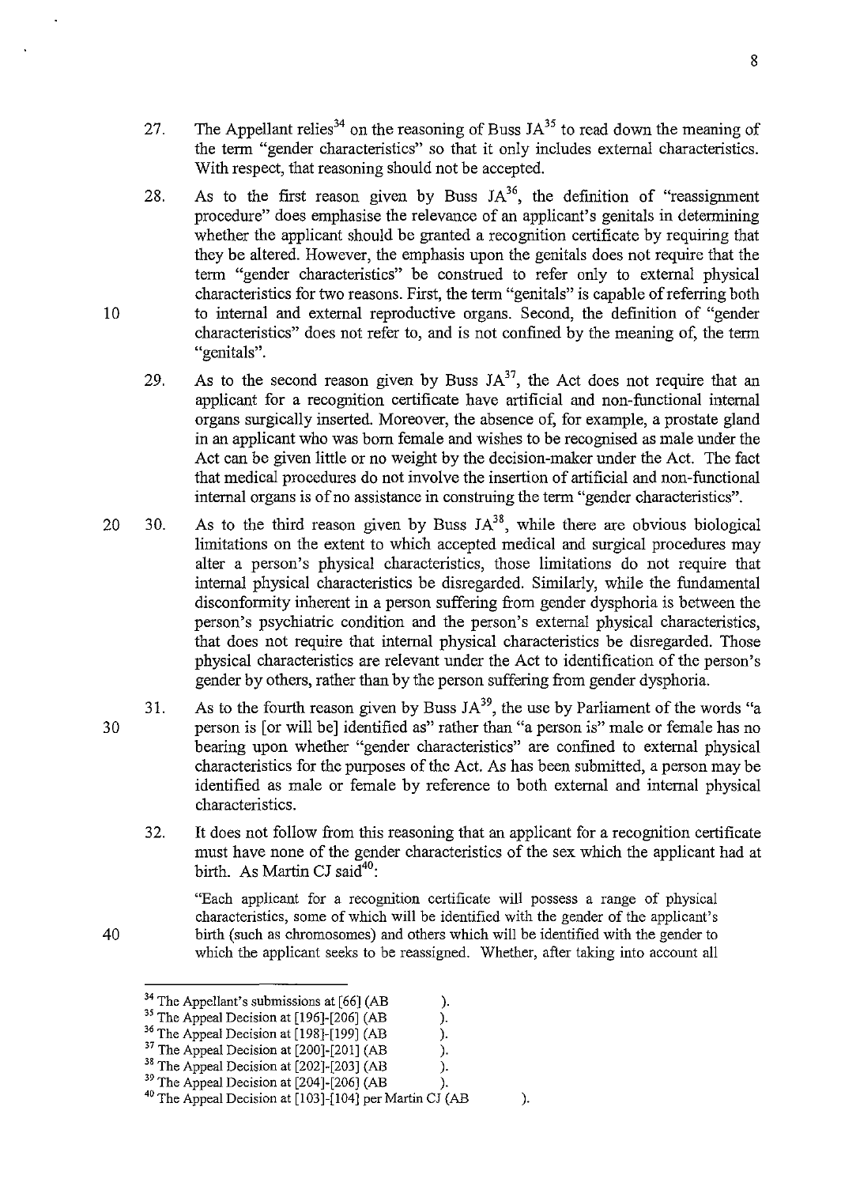27. The Appellant relies[34] on the reasoning of Buss JA[35] to read down the meaning of the term "gender characteristics" so that it only includes external characteristics. With respect, that reasoning should not be accepted.

28. As to the first reason given by Buss JA[36], the definition of "reassignment procedure" does emphasise the relevance of an applicant's genitals in determining whether the applicant should be granted a recognition certificate by requiring that they be altered. However, the emphasis upon the genitals does not require that the term "gender characteristics" be construed to refer only to external physical characteristics for two reasons. First, the term "genitals" is capable of referring both to internal and external reproductive organs. Second, the definition of "gender characteristics" does not refer to, and is not confined by the meaning of, the term "genitals".

29. As to the second reason given by Buss JA[37], the Act does not require that an applicant for a recognition certificate have artificial and non-functional internal organs surgically inserted. Moreover, the absence of, for example, a prostate gland in an applicant who was born female and wishes to be recognised as male under the Act can be given little or no weight by the decision-maker under the Act. The fact that medical procedures do not involve the insertion of artificial and non-functional internal organs is of no assistance in construing the term "gender characteristics".

30. As to the third reason given by Buss JA[38], while there are obvious biological limitations on the extent to which accepted medical and surgical procedures may alter a person's physical characteristics, those limitations do not require that internal physical characteristics be disregarded. Similarly, while the fundamental disconformity inherent in a person suffering from gender dysphoria is between the person's psychiatric condition and the person's external physical characteristics, that does not require that internal physical characteristics be disregarded. Those physical characteristics are relevant under the Act to identification of the person's gender by others, rather than by the person suffering from gender dysphoria.

31. As to the fourth reason given by Buss JA[39], the use by Parliament of the words "a person is [or will be] identified as" rather than "a person is" male or female has no bearing upon whether "gender characteristics" are confined to external physical characteristics for the purposes of the Act. As has been submitted, a person may be identified as male or female by reference to both external and internal physical characteristics.

32. It does not follow from this reasoning that an applicant for a recognition certificate must have none of the gender characteristics of the sex which the applicant had at birth. As Martin CJ said[40]:

> "Each applicant for a recognition certificate will possess a range of physical characteristics, some of which will be identified with the gender of the applicant's birth (such as chromosomes) and others which will be identified with the gender to which the applicant seeks to be reassigned. Whether, after taking into account all

---

[34] The Appellant's submissions at [66] (AB ).
[35] The Appeal Decision at [196]-[206] (AB ).
[36] The Appeal Decision at [198]-[199] (AB ).
[37] The Appeal Decision at [200]-[201] (AB ).
[38] The Appeal Decision at [202]-[203] (AB ).
[39] The Appeal Decision at [204]-[206] (AB ).
[40] The Appeal Decision at [103]-[104] per Martin CJ (AB ).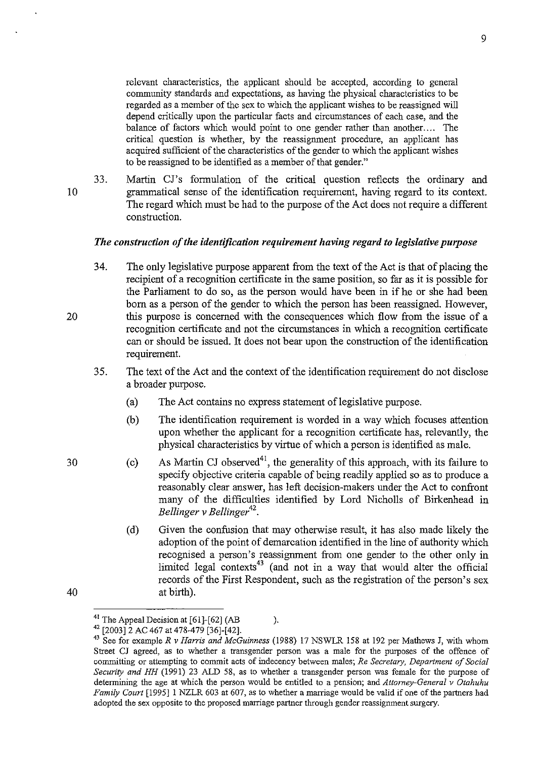relevant characteristics, the applicant should be accepted, according to general community standards and expectations, as having the physical characteristics to be regarded as a member of the sex to which the applicant wishes to be reassigned will depend critically upon the particular facts and circumstances of each case, and the balance of factors which would point to one gender rather than another.... The critical question is whether, by the reassignment procedure, an applicant has acquired sufficient of the characteristics of the gender to which the applicant wishes to be reassigned to be identified as a member of that gender."

33. Martin CJ's formulation of the critical question reflects the ordinary and grammatical sense of the identification requirement, having regard to its context. The regard which must be had to the purpose of the Act does not require a different construction.

### *The construction of the identification requirement having regard to legislative purpose*

34. The only legislative purpose apparent from the text of the Act is that of placing the recipient of a recognition certificate in the same position, so far as it is possible for the Parliament to do so, as the person would have been in if he or she had been born as a person of the gender to which the person has been reassigned. However, this purpose is concerned with the consequences which flow from the issue of a recognition certificate and not the circumstances in which a recognition certificate can or should be issued. It does not bear upon the construction of the identification requirement.

35. The text of the Act and the context of the identification requirement do not disclose a broader purpose.

    (a) The Act contains no express statement of legislative purpose.

    (b) The identification requirement is worded in a way which focuses attention upon whether the applicant for a recognition certificate has, relevantly, the physical characteristics by virtue of which a person is identified as male.

    (c) As Martin CJ observed[41], the generality of this approach, with its failure to specify objective criteria capable of being readily applied so as to produce a reasonably clear answer, has left decision-makers under the Act to confront many of the difficulties identified by Lord Nicholls of Birkenhead in *Bellinger v Bellinger*[42].

    (d) Given the confusion that may otherwise result, it has also made likely the adoption of the point of demarcation identified in the line of authority which recognised a person's reassignment from one gender to the other only in limited legal contexts[43] (and not in a way that would alter the official records of the First Respondent, such as the registration of the person's sex at birth).

---

[41] The Appeal Decision at [61]-[62] (AB ).

[42] [2003] 2 AC 467 at 478-479 [36]-[42].

[43] See for example *R v Harris and McGuinness* (1988) 17 NSWLR 158 at 192 per Mathews J, with whom Street CJ agreed, as to whether a transgender person was a male for the purposes of the offence of committing or attempting to commit acts of indecency between males; *Re Secretary, Department of Social Security and HH* (1991) 23 ALD 58, as to whether a transgender person was female for the purpose of determining the age at which the person would be entitled to a pension; and *Attorney-General v Otahuhu Family Court* [1995] 1 NZLR 603 at 607, as to whether a marriage would be valid if one of the partners had adopted the sex opposite to the proposed marriage partner through gender reassignment surgery.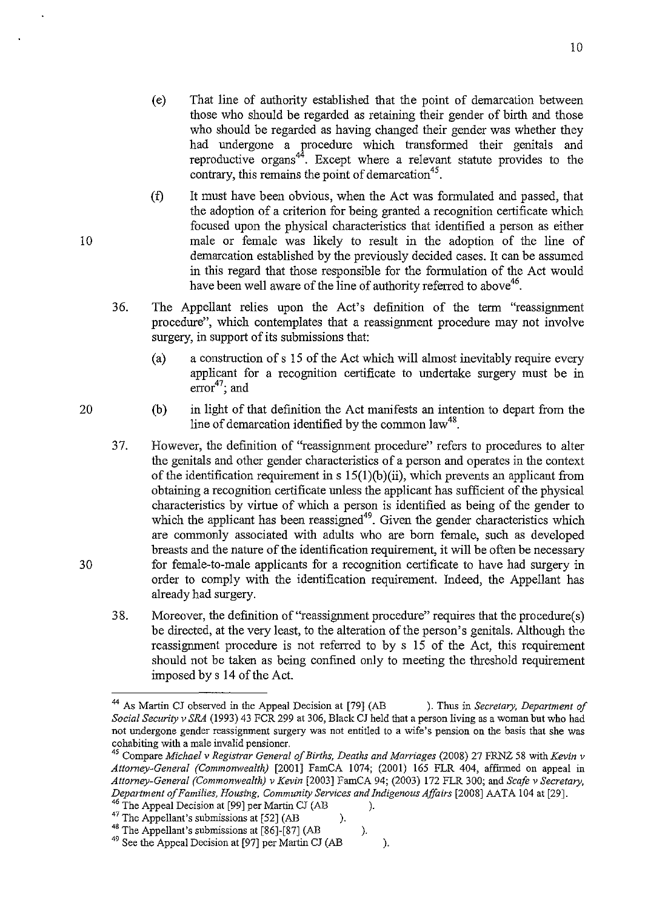(e) That line of authority established that the point of demarcation between those who should be regarded as retaining their gender of birth and those who should be regarded as having changed their gender was whether they had undergone a procedure which transformed their genitals and reproductive organs[44]. Except where a relevant statute provides to the contrary, this remains the point of demarcation[45].

(f) It must have been obvious, when the Act was formulated and passed, that the adoption of a criterion for being granted a recognition certificate which focused upon the physical characteristics that identified a person as either male or female was likely to result in the adoption of the line of demarcation established by the previously decided cases. It can be assumed in this regard that those responsible for the formulation of the Act would have been well aware of the line of authority referred to above[46].

36. The Appellant relies upon the Act's definition of the term "reassignment procedure", which contemplates that a reassignment procedure may not involve surgery, in support of its submissions that:

(a) a construction of s 15 of the Act which will almost inevitably require every applicant for a recognition certificate to undertake surgery must be in error[47]; and

(b) in light of that definition the Act manifests an intention to depart from the line of demarcation identified by the common law[48].

37. However, the definition of "reassignment procedure" refers to procedures to alter the genitals and other gender characteristics of a person and operates in the context of the identification requirement in s 15(1)(b)(ii), which prevents an applicant from obtaining a recognition certificate unless the applicant has sufficient of the physical characteristics by virtue of which a person is identified as being of the gender to which the applicant has been reassigned[49]. Given the gender characteristics which are commonly associated with adults who are born female, such as developed breasts and the nature of the identification requirement, it will be often be necessary for female-to-male applicants for a recognition certificate to have had surgery in order to comply with the identification requirement. Indeed, the Appellant has already had surgery.

38. Moreover, the definition of "reassignment procedure" requires that the procedure(s) be directed, at the very least, to the alteration of the person's genitals. Although the reassignment procedure is not referred to by s 15 of the Act, this requirement should not be taken as being confined only to meeting the threshold requirement imposed by s 14 of the Act.

---

[44] As Martin CJ observed in the Appeal Decision at [79] (AB ). Thus in *Secretary, Department of Social Security v SRA* (1993) 43 FCR 299 at 306, Black CJ held that a person living as a woman but who had not undergone gender reassignment surgery was not entitled to a wife's pension on the basis that she was cohabiting with a male invalid pensioner.

[45] Compare *Michael v Registrar General of Births, Deaths and Marriages* (2008) 27 FRNZ 58 with *Kevin v Attorney-General (Commonwealth)* [2001] FamCA 1074; (2001) 165 FLR 404, affirmed on appeal in *Attorney-General (Commonwealth) v Kevin* [2003] FamCA 94; (2003) 172 FLR 300; and *Scafe v Secretary, Department of Families, Housing, Community Services and Indigenous Affairs* [2008] AATA 104 at [29].

[46] The Appeal Decision at [99] per Martin CJ (AB ).

[47] The Appellant's submissions at [52] (AB ).

[48] The Appellant's submissions at [86]-[87] (AB ).

[49] See the Appeal Decision at [97] per Martin CJ (AB ).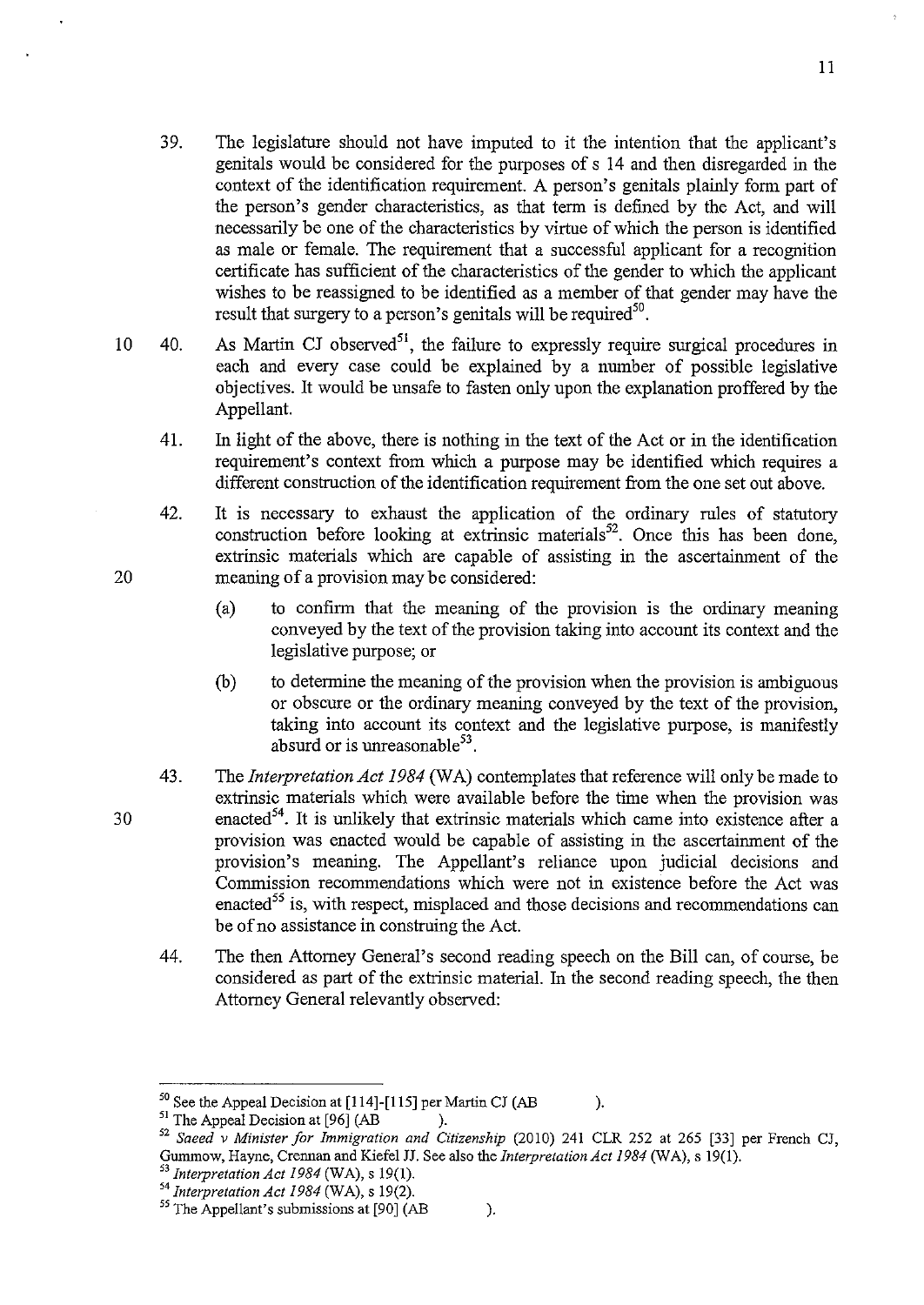39. The legislature should not have imputed to it the intention that the applicant's genitals would be considered for the purposes of s 14 and then disregarded in the context of the identification requirement. A person's genitals plainly form part of the person's gender characteristics, as that term is defined by the Act, and will necessarily be one of the characteristics by virtue of which the person is identified as male or female. The requirement that a successful applicant for a recognition certificate has sufficient of the characteristics of the gender to which the applicant wishes to be reassigned to be identified as a member of that gender may have the result that surgery to a person's genitals will be required[50].

40. As Martin CJ observed[51], the failure to expressly require surgical procedures in each and every case could be explained by a number of possible legislative objectives. It would be unsafe to fasten only upon the explanation proffered by the Appellant.

41. In light of the above, there is nothing in the text of the Act or in the identification requirement's context from which a purpose may be identified which requires a different construction of the identification requirement from the one set out above.

42. It is necessary to exhaust the application of the ordinary rules of statutory construction before looking at extrinsic materials[52]. Once this has been done, extrinsic materials which are capable of assisting in the ascertainment of the meaning of a provision may be considered:

    (a) to confirm that the meaning of the provision is the ordinary meaning conveyed by the text of the provision taking into account its context and the legislative purpose; or

    (b) to determine the meaning of the provision when the provision is ambiguous or obscure or the ordinary meaning conveyed by the text of the provision, taking into account its context and the legislative purpose, is manifestly absurd or is unreasonable[53].

43. The *Interpretation Act 1984* (WA) contemplates that reference will only be made to extrinsic materials which were available before the time when the provision was enacted[54]. It is unlikely that extrinsic materials which came into existence after a provision was enacted would be capable of assisting in the ascertainment of the provision's meaning. The Appellant's reliance upon judicial decisions and Commission recommendations which were not in existence before the Act was enacted[55] is, with respect, misplaced and those decisions and recommendations can be of no assistance in construing the Act.

44. The then Attorney General's second reading speech on the Bill can, of course, be considered as part of the extrinsic material. In the second reading speech, the then Attorney General relevantly observed:

---

[50] See the Appeal Decision at [114]-[115] per Martin CJ (AB ).

[51] The Appeal Decision at [96] (AB ).

[52] *Saeed v Minister for Immigration and Citizenship* (2010) 241 CLR 252 at 265 [33] per French CJ, Gummow, Hayne, Crennan and Kiefel JJ. See also the *Interpretation Act 1984* (WA), s 19(1).

[53] *Interpretation Act 1984* (WA), s 19(1).

[54] *Interpretation Act 1984* (WA), s 19(2).

[55] The Appellant's submissions at [90] (AB ).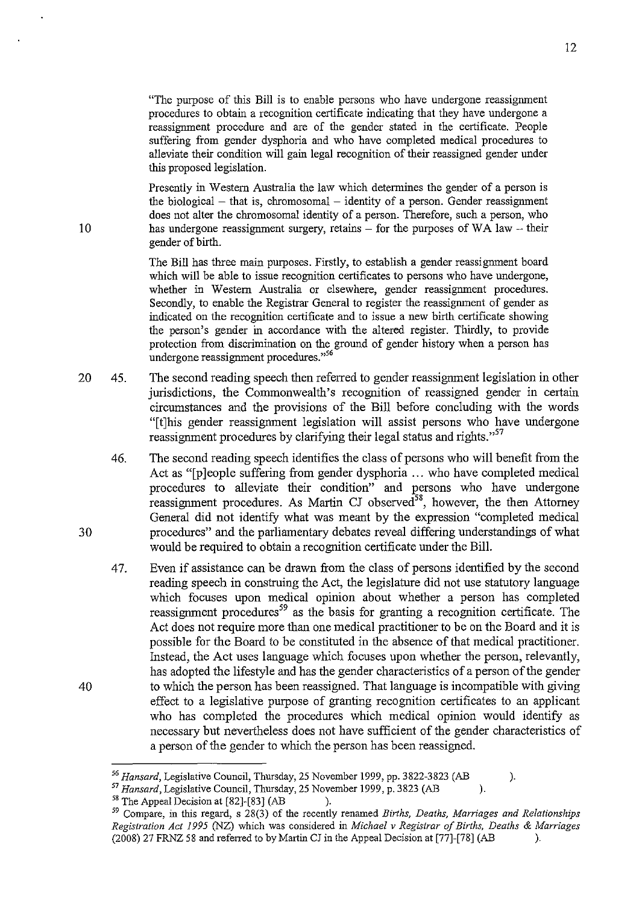"The purpose of this Bill is to enable persons who have undergone reassignment procedures to obtain a recognition certificate indicating that they have undergone a reassignment procedure and are of the gender stated in the certificate. People suffering from gender dysphoria and who have completed medical procedures to alleviate their condition will gain legal recognition of their reassigned gender under this proposed legislation.

Presently in Western Australia the law which determines the gender of a person is the biological – that is, chromosomal – identity of a person. Gender reassignment does not alter the chromosomal identity of a person. Therefore, such a person, who has undergone reassignment surgery, retains – for the purposes of WA law – their gender of birth.

The Bill has three main purposes. Firstly, to establish a gender reassignment board which will be able to issue recognition certificates to persons who have undergone, whether in Western Australia or elsewhere, gender reassignment procedures. Secondly, to enable the Registrar General to register the reassignment of gender as indicated on the recognition certificate and to issue a new birth certificate showing the person's gender in accordance with the altered register. Thirdly, to provide protection from discrimination on the ground of gender history when a person has undergone reassignment procedures."[56]

45. The second reading speech then referred to gender reassignment legislation in other jurisdictions, the Commonwealth's recognition of reassigned gender in certain circumstances and the provisions of the Bill before concluding with the words "[t]his gender reassignment legislation will assist persons who have undergone reassignment procedures by clarifying their legal status and rights."[57]

46. The second reading speech identifies the class of persons who will benefit from the Act as "[p]eople suffering from gender dysphoria ... who have completed medical procedures to alleviate their condition" and persons who have undergone reassignment procedures. As Martin CJ observed[58], however, the then Attorney General did not identify what was meant by the expression "completed medical procedures" and the parliamentary debates reveal differing understandings of what would be required to obtain a recognition certificate under the Bill.

47. Even if assistance can be drawn from the class of persons identified by the second reading speech in construing the Act, the legislature did not use statutory language which focuses upon medical opinion about whether a person has completed reassignment procedures[59] as the basis for granting a recognition certificate. The Act does not require more than one medical practitioner to be on the Board and it is possible for the Board to be constituted in the absence of that medical practitioner. Instead, the Act uses language which focuses upon whether the person, relevantly, has adopted the lifestyle and has the gender characteristics of a person of the gender to which the person has been reassigned. That language is incompatible with giving effect to a legislative purpose of granting recognition certificates to an applicant who has completed the procedures which medical opinion would identify as necessary but nevertheless does not have sufficient of the gender characteristics of a person of the gender to which the person has been reassigned.

---

[56] *Hansard*, Legislative Council, Thursday, 25 November 1999, pp. 3822-3823 (AB ).

[57] *Hansard*, Legislative Council, Thursday, 25 November 1999, p. 3823 (AB ).

[58] The Appeal Decision at [82]-[83] (AB ).

[59] Compare, in this regard, s 28(3) of the recently renamed *Births, Deaths, Marriages and Relationships Registration Act 1995* (NZ) which was considered in *Michael v Registrar of Births, Deaths & Marriages* (2008) 27 FRNZ 58 and referred to by Martin CJ in the Appeal Decision at [77]-[78] (AB ).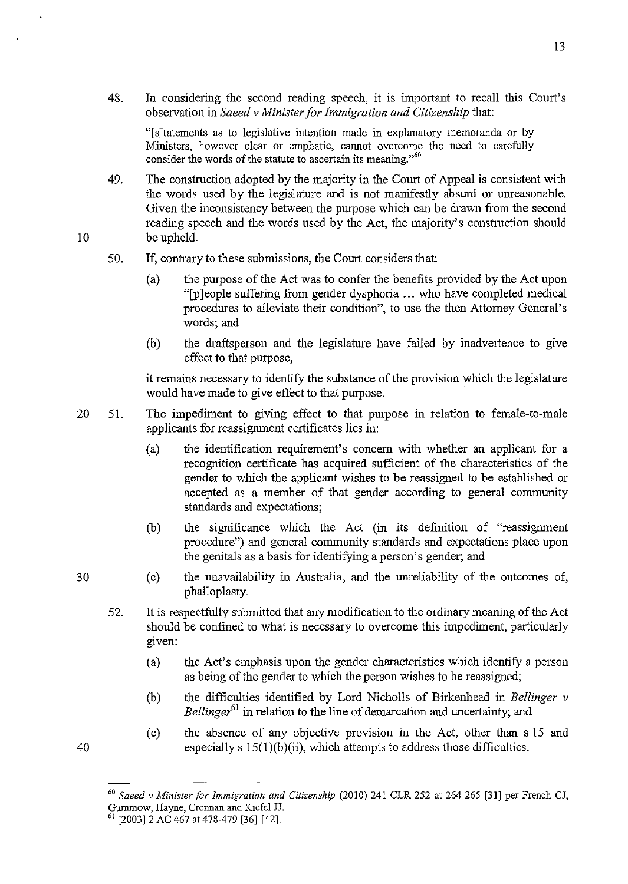48. In considering the second reading speech, it is important to recall this Court's observation in *Saeed v Minister for Immigration and Citizenship* that:

> "[s]tatements as to legislative intention made in explanatory memoranda or by Ministers, however clear or emphatic, cannot overcome the need to carefully consider the words of the statute to ascertain its meaning."[60]

49. The construction adopted by the majority in the Court of Appeal is consistent with the words used by the legislature and is not manifestly absurd or unreasonable. Given the inconsistency between the purpose which can be drawn from the second reading speech and the words used by the Act, the majority's construction should be upheld.

50. If, contrary to these submissions, the Court considers that:

    (a) the purpose of the Act was to confer the benefits provided by the Act upon "[p]eople suffering from gender dysphoria ... who have completed medical procedures to alleviate their condition", to use the then Attorney General's words; and

    (b) the draftsperson and the legislature have failed by inadvertence to give effect to that purpose,

    it remains necessary to identify the substance of the provision which the legislature would have made to give effect to that purpose.

51. The impediment to giving effect to that purpose in relation to female-to-male applicants for reassignment certificates lies in:

    (a) the identification requirement's concern with whether an applicant for a recognition certificate has acquired sufficient of the characteristics of the gender to which the applicant wishes to be reassigned to be established or accepted as a member of that gender according to general community standards and expectations;

    (b) the significance which the Act (in its definition of "reassignment procedure") and general community standards and expectations place upon the genitals as a basis for identifying a person's gender; and

    (c) the unavailability in Australia, and the unreliability of the outcomes of, phalloplasty.

52. It is respectfully submitted that any modification to the ordinary meaning of the Act should be confined to what is necessary to overcome this impediment, particularly given:

    (a) the Act's emphasis upon the gender characteristics which identify a person as being of the gender to which the person wishes to be reassigned;

    (b) the difficulties identified by Lord Nicholls of Birkenhead in *Bellinger v Bellinger*[61] in relation to the line of demarcation and uncertainty; and

    (c) the absence of any objective provision in the Act, other than s 15 and especially s 15(1)(b)(ii), which attempts to address those difficulties.

---

[60] *Saeed v Minister for Immigration and Citizenship* (2010) 241 CLR 252 at 264-265 [31] per French CJ, Gummow, Hayne, Crennan and Kiefel JJ.

[61] [2003] 2 AC 467 at 478-479 [36]-[42].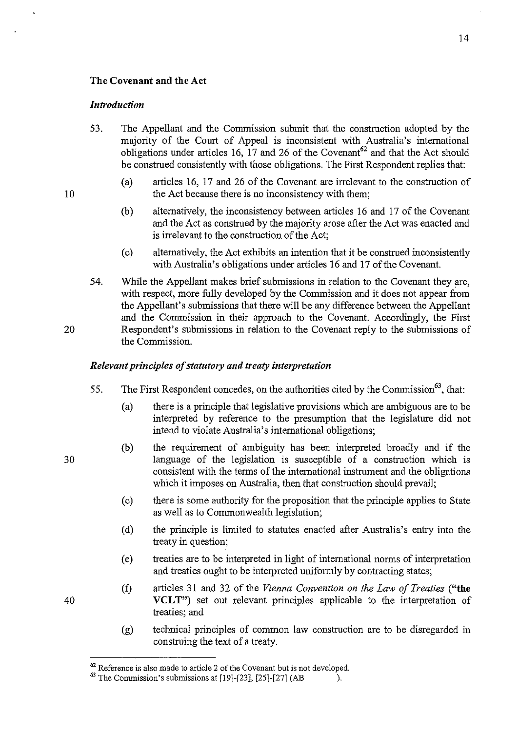## The Covenant and the Act

### *Introduction*

53. The Appellant and the Commission submit that the construction adopted by the majority of the Court of Appeal is inconsistent with Australia's international obligations under articles 16, 17 and 26 of the Covenant[62] and that the Act should be construed consistently with those obligations. The First Respondent replies that:

    (a) articles 16, 17 and 26 of the Covenant are irrelevant to the construction of the Act because there is no inconsistency with them;

    (b) alternatively, the inconsistency between articles 16 and 17 of the Covenant and the Act as construed by the majority arose after the Act was enacted and is irrelevant to the construction of the Act;

    (c) alternatively, the Act exhibits an intention that it be construed inconsistently with Australia's obligations under articles 16 and 17 of the Covenant.

54. While the Appellant makes brief submissions in relation to the Covenant they are, with respect, more fully developed by the Commission and it does not appear from the Appellant's submissions that there will be any difference between the Appellant and the Commission in their approach to the Covenant. Accordingly, the First Respondent's submissions in relation to the Covenant reply to the submissions of the Commission.

### *Relevant principles of statutory and treaty interpretation*

55. The First Respondent concedes, on the authorities cited by the Commission[63], that:

    (a) there is a principle that legislative provisions which are ambiguous are to be interpreted by reference to the presumption that the legislature did not intend to violate Australia's international obligations;

    (b) the requirement of ambiguity has been interpreted broadly and if the language of the legislation is susceptible of a construction which is consistent with the terms of the international instrument and the obligations which it imposes on Australia, then that construction should prevail;

    (c) there is some authority for the proposition that the principle applies to State as well as to Commonwealth legislation;

    (d) the principle is limited to statutes enacted after Australia's entry into the treaty in question;

    (e) treaties are to be interpreted in light of international norms of interpretation and treaties ought to be interpreted uniformly by contracting states;

    (f) articles 31 and 32 of the *Vienna Convention on the Law of Treaties* (**"the VCLT"**) set out relevant principles applicable to the interpretation of treaties; and

    (g) technical principles of common law construction are to be disregarded in construing the text of a treaty.

---

[62] Reference is also made to article 2 of the Covenant but is not developed.

[63] The Commission's submissions at [19]-[23], [25]-[27] (AB ).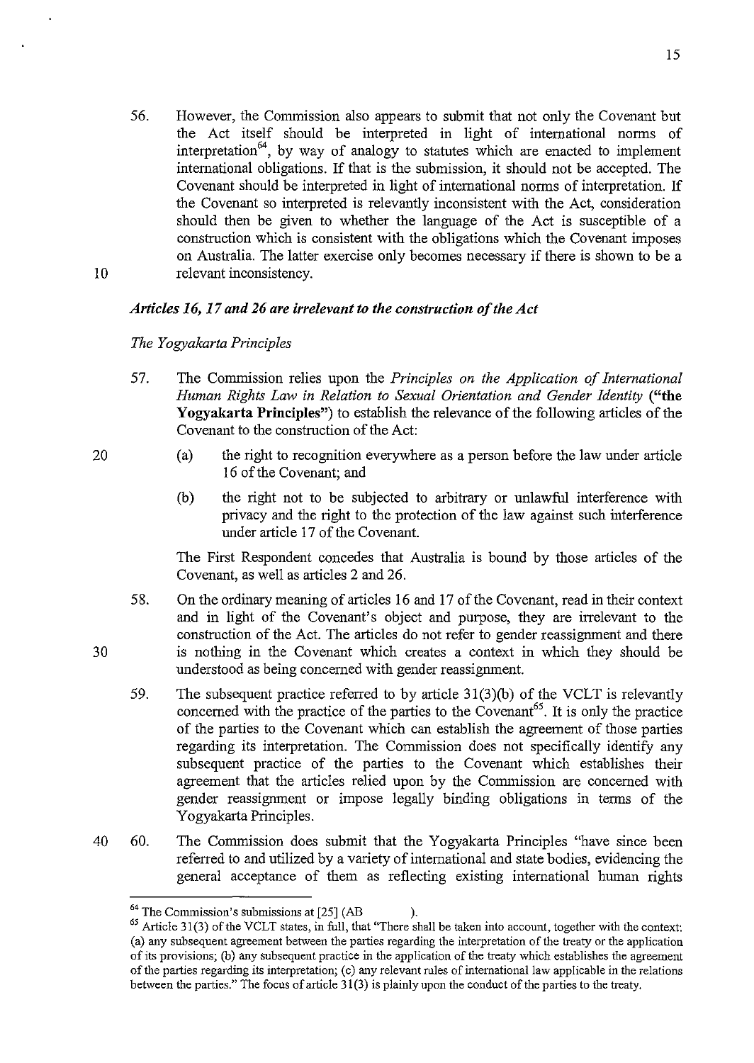56. However, the Commission also appears to submit that not only the Covenant but the Act itself should be interpreted in light of international norms of interpretation[64], by way of analogy to statutes which are enacted to implement international obligations. If that is the submission, it should not be accepted. The Covenant should be interpreted in light of international norms of interpretation. If the Covenant so interpreted is relevantly inconsistent with the Act, consideration should then be given to whether the language of the Act is susceptible of a construction which is consistent with the obligations which the Covenant imposes on Australia. The latter exercise only becomes necessary if there is shown to be a relevant inconsistency.

***Articles 16, 17 and 26 are irrelevant to the construction of the Act***

*The Yogyakarta Principles*

57. The Commission relies upon the *Principles on the Application of International Human Rights Law in Relation to Sexual Orientation and Gender Identity* (**"the Yogyakarta Principles"**) to establish the relevance of the following articles of the Covenant to the construction of the Act:

    (a) the right to recognition everywhere as a person before the law under article 16 of the Covenant; and

    (b) the right not to be subjected to arbitrary or unlawful interference with privacy and the right to the protection of the law against such interference under article 17 of the Covenant.

    The First Respondent concedes that Australia is bound by those articles of the Covenant, as well as articles 2 and 26.

58. On the ordinary meaning of articles 16 and 17 of the Covenant, read in their context and in light of the Covenant's object and purpose, they are irrelevant to the construction of the Act. The articles do not refer to gender reassignment and there is nothing in the Covenant which creates a context in which they should be understood as being concerned with gender reassignment.

59. The subsequent practice referred to by article 31(3)(b) of the VCLT is relevantly concerned with the practice of the parties to the Covenant[65]. It is only the practice of the parties to the Covenant which can establish the agreement of those parties regarding its interpretation. The Commission does not specifically identify any subsequent practice of the parties to the Covenant which establishes their agreement that the articles relied upon by the Commission are concerned with gender reassignment or impose legally binding obligations in terms of the Yogyakarta Principles.

60. The Commission does submit that the Yogyakarta Principles "have since been referred to and utilized by a variety of international and state bodies, evidencing the general acceptance of them as reflecting existing international human rights

---

[64] The Commission's submissions at [25] (AB ).

[65] Article 31(3) of the VCLT states, in full, that "There shall be taken into account, together with the context: (a) any subsequent agreement between the parties regarding the interpretation of the treaty or the application of its provisions; (b) any subsequent practice in the application of the treaty which establishes the agreement of the parties regarding its interpretation; (c) any relevant rules of international law applicable in the relations between the parties." The focus of article 31(3) is plainly upon the conduct of the parties to the treaty.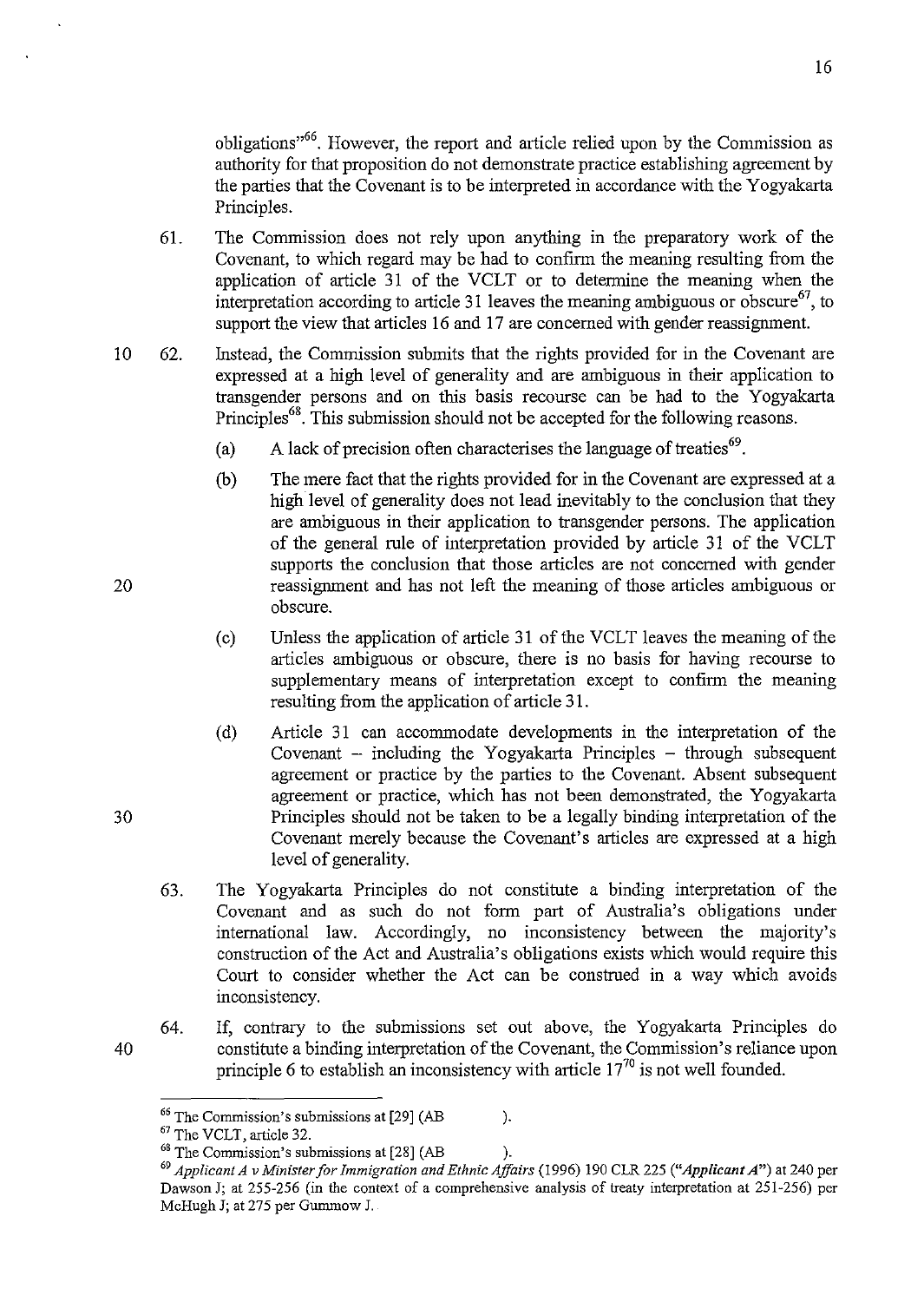obligations"[66]. However, the report and article relied upon by the Commission as authority for that proposition do not demonstrate practice establishing agreement by the parties that the Covenant is to be interpreted in accordance with the Yogyakarta Principles.

61. The Commission does not rely upon anything in the preparatory work of the Covenant, to which regard may be had to confirm the meaning resulting from the application of article 31 of the VCLT or to determine the meaning when the interpretation according to article 31 leaves the meaning ambiguous or obscure[67], to support the view that articles 16 and 17 are concerned with gender reassignment.

62. Instead, the Commission submits that the rights provided for in the Covenant are expressed at a high level of generality and are ambiguous in their application to transgender persons and on this basis recourse can be had to the Yogyakarta Principles[68]. This submission should not be accepted for the following reasons.

   (a) A lack of precision often characterises the language of treaties[69].

   (b) The mere fact that the rights provided for in the Covenant are expressed at a high level of generality does not lead inevitably to the conclusion that they are ambiguous in their application to transgender persons. The application of the general rule of interpretation provided by article 31 of the VCLT supports the conclusion that those articles are not concerned with gender reassignment and has not left the meaning of those articles ambiguous or obscure.

   (c) Unless the application of article 31 of the VCLT leaves the meaning of the articles ambiguous or obscure, there is no basis for having recourse to supplementary means of interpretation except to confirm the meaning resulting from the application of article 31.

   (d) Article 31 can accommodate developments in the interpretation of the Covenant – including the Yogyakarta Principles – through subsequent agreement or practice by the parties to the Covenant. Absent subsequent agreement or practice, which has not been demonstrated, the Yogyakarta Principles should not be taken to be a legally binding interpretation of the Covenant merely because the Covenant's articles are expressed at a high level of generality.

63. The Yogyakarta Principles do not constitute a binding interpretation of the Covenant and as such do not form part of Australia's obligations under international law. Accordingly, no inconsistency between the majority's construction of the Act and Australia's obligations exists which would require this Court to consider whether the Act can be construed in a way which avoids inconsistency.

64. If, contrary to the submissions set out above, the Yogyakarta Principles do constitute a binding interpretation of the Covenant, the Commission's reliance upon principle 6 to establish an inconsistency with article 17[70] is not well founded.

---

[66] The Commission's submissions at [29] (AB ).

[67] The VCLT, article 32.

[68] The Commission's submissions at [28] (AB ).

[69] *Applicant A v Minister for Immigration and Ethnic Affairs* (1996) 190 CLR 225 ("*Applicant A*") at 240 per Dawson J; at 255-256 (in the context of a comprehensive analysis of treaty interpretation at 251-256) per McHugh J; at 275 per Gummow J.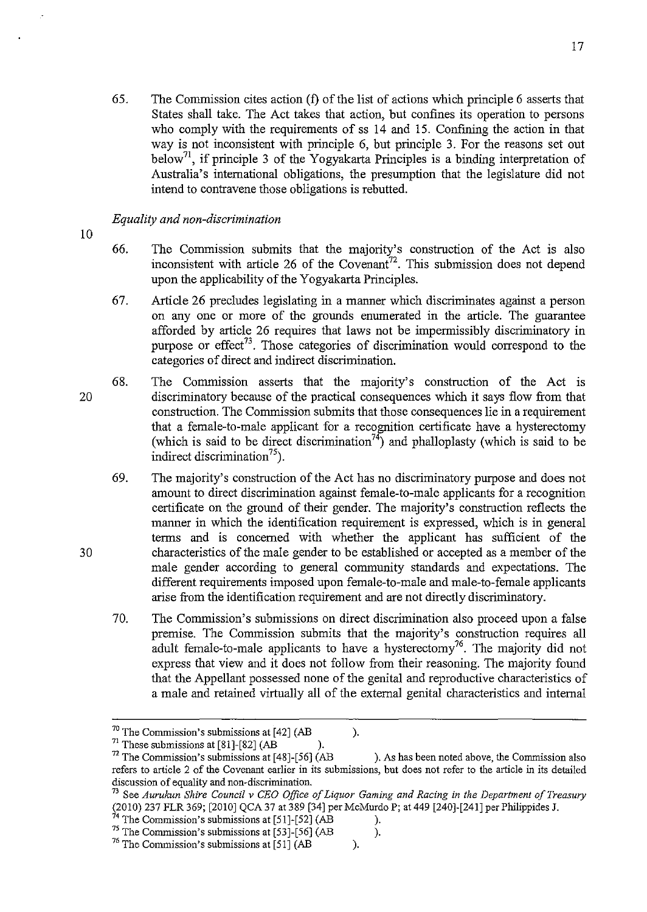65. The Commission cites action (f) of the list of actions which principle 6 asserts that States shall take. The Act takes that action, but confines its operation to persons who comply with the requirements of ss 14 and 15. Confining the action in that way is not inconsistent with principle 6, but principle 3. For the reasons set out below[71], if principle 3 of the Yogyakarta Principles is a binding interpretation of Australia's international obligations, the presumption that the legislature did not intend to contravene those obligations is rebutted.

*Equality and non-discrimination*

66. The Commission submits that the majority's construction of the Act is also inconsistent with article 26 of the Covenant[72]. This submission does not depend upon the applicability of the Yogyakarta Principles.

67. Article 26 precludes legislating in a manner which discriminates against a person on any one or more of the grounds enumerated in the article. The guarantee afforded by article 26 requires that laws not be impermissibly discriminatory in purpose or effect[73]. Those categories of discrimination would correspond to the categories of direct and indirect discrimination.

68. The Commission asserts that the majority's construction of the Act is discriminatory because of the practical consequences which it says flow from that construction. The Commission submits that those consequences lie in a requirement that a female-to-male applicant for a recognition certificate have a hysterectomy (which is said to be direct discrimination[74]) and phalloplasty (which is said to be indirect discrimination[75]).

69. The majority's construction of the Act has no discriminatory purpose and does not amount to direct discrimination against female-to-male applicants for a recognition certificate on the ground of their gender. The majority's construction reflects the manner in which the identification requirement is expressed, which is in general terms and is concerned with whether the applicant has sufficient of the characteristics of the male gender to be established or accepted as a member of the male gender according to general community standards and expectations. The different requirements imposed upon female-to-male and male-to-female applicants arise from the identification requirement and are not directly discriminatory.

70. The Commission's submissions on direct discrimination also proceed upon a false premise. The Commission submits that the majority's construction requires all adult female-to-male applicants to have a hysterectomy[76]. The majority did not express that view and it does not follow from their reasoning. The majority found that the Appellant possessed none of the genital and reproductive characteristics of a male and retained virtually all of the external genital characteristics and internal

---

[70] The Commission's submissions at [42] (AB ).

[71] These submissions at [81]-[82] (AB ).

[72] The Commission's submissions at [48]-[56] (AB ). As has been noted above, the Commission also refers to article 2 of the Covenant earlier in its submissions, but does not refer to the article in its detailed discussion of equality and non-discrimination.

[73] See *Aurukun Shire Council v CEO Office of Liquor Gaming and Racing in the Department of Treasury* (2010) 237 FLR 369; [2010] QCA 37 at 389 [34] per McMurdo P; at 449 [240]-[241] per Philippides J.

[74] The Commission's submissions at [51]-[52] (AB ).

[75] The Commission's submissions at [53]-[56] (AB ).

[76] The Commission's submissions at [51] (AB ).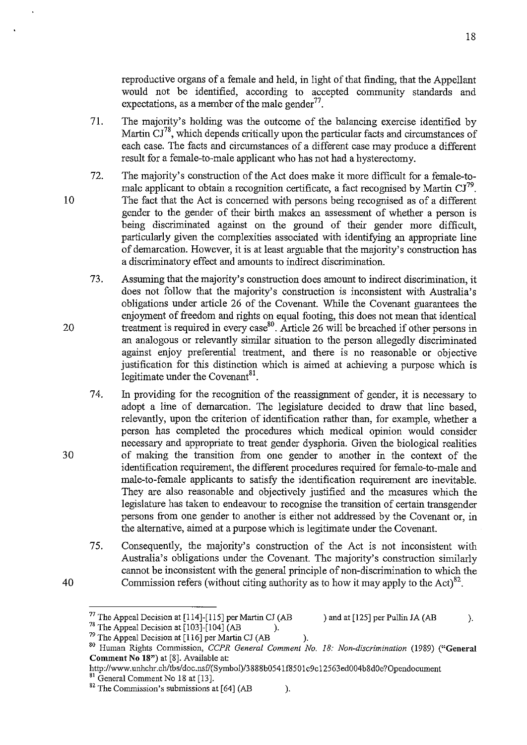reproductive organs of a female and held, in light of that finding, that the Appellant would not be identified, according to accepted community standards and expectations, as a member of the male gender[77].

71. The majority's holding was the outcome of the balancing exercise identified by Martin CJ[78], which depends critically upon the particular facts and circumstances of each case. The facts and circumstances of a different case may produce a different result for a female-to-male applicant who has not had a hysterectomy.

72. The majority's construction of the Act does make it more difficult for a female-to-male applicant to obtain a recognition certificate, a fact recognised by Martin CJ[79]. The fact that the Act is concerned with persons being recognised as of a different gender to the gender of their birth makes an assessment of whether a person is being discriminated against on the ground of their gender more difficult, particularly given the complexities associated with identifying an appropriate line of demarcation. However, it is at least arguable that the majority's construction has a discriminatory effect and amounts to indirect discrimination.

73. Assuming that the majority's construction does amount to indirect discrimination, it does not follow that the majority's construction is inconsistent with Australia's obligations under article 26 of the Covenant. While the Covenant guarantees the enjoyment of freedom and rights on equal footing, this does not mean that identical treatment is required in every case[80]. Article 26 will be breached if other persons in an analogous or relevantly similar situation to the person allegedly discriminated against enjoy preferential treatment, and there is no reasonable or objective justification for this distinction which is aimed at achieving a purpose which is legitimate under the Covenant[81].

74. In providing for the recognition of the reassignment of gender, it is necessary to adopt a line of demarcation. The legislature decided to draw that line based, relevantly, upon the criterion of identification rather than, for example, whether a person has completed the procedures which medical opinion would consider necessary and appropriate to treat gender dysphoria. Given the biological realities of making the transition from one gender to another in the context of the identification requirement, the different procedures required for female-to-male and male-to-female applicants to satisfy the identification requirement are inevitable. They are also reasonable and objectively justified and the measures which the legislature has taken to endeavour to recognise the transition of certain transgender persons from one gender to another is either not addressed by the Covenant or, in the alternative, aimed at a purpose which is legitimate under the Covenant.

75. Consequently, the majority's construction of the Act is not inconsistent with Australia's obligations under the Covenant. The majority's construction similarly cannot be inconsistent with the general principle of non-discrimination to which the Commission refers (without citing authority as to how it may apply to the Act)[82].

---

[77] The Appeal Decision at [114]-[115] per Martin CJ (AB ) and at [125] per Pullin JA (AB ).

[78] The Appeal Decision at [103]-[104] (AB ).

[79] The Appeal Decision at [116] per Martin CJ (AB ).

[80] Human Rights Commission, *CCPR General Comment No. 18: Non-discrimination* (1989) ("**General Comment No 18**") at [8]. Available at: http://www.unhchr.ch/tbs/doc.nsf/(Symbol)/3888b0541f8501c9c12563ed004b8d0e?Opendocument

[81] General Comment No 18 at [13].

[82] The Commission's submissions at [64] (AB ).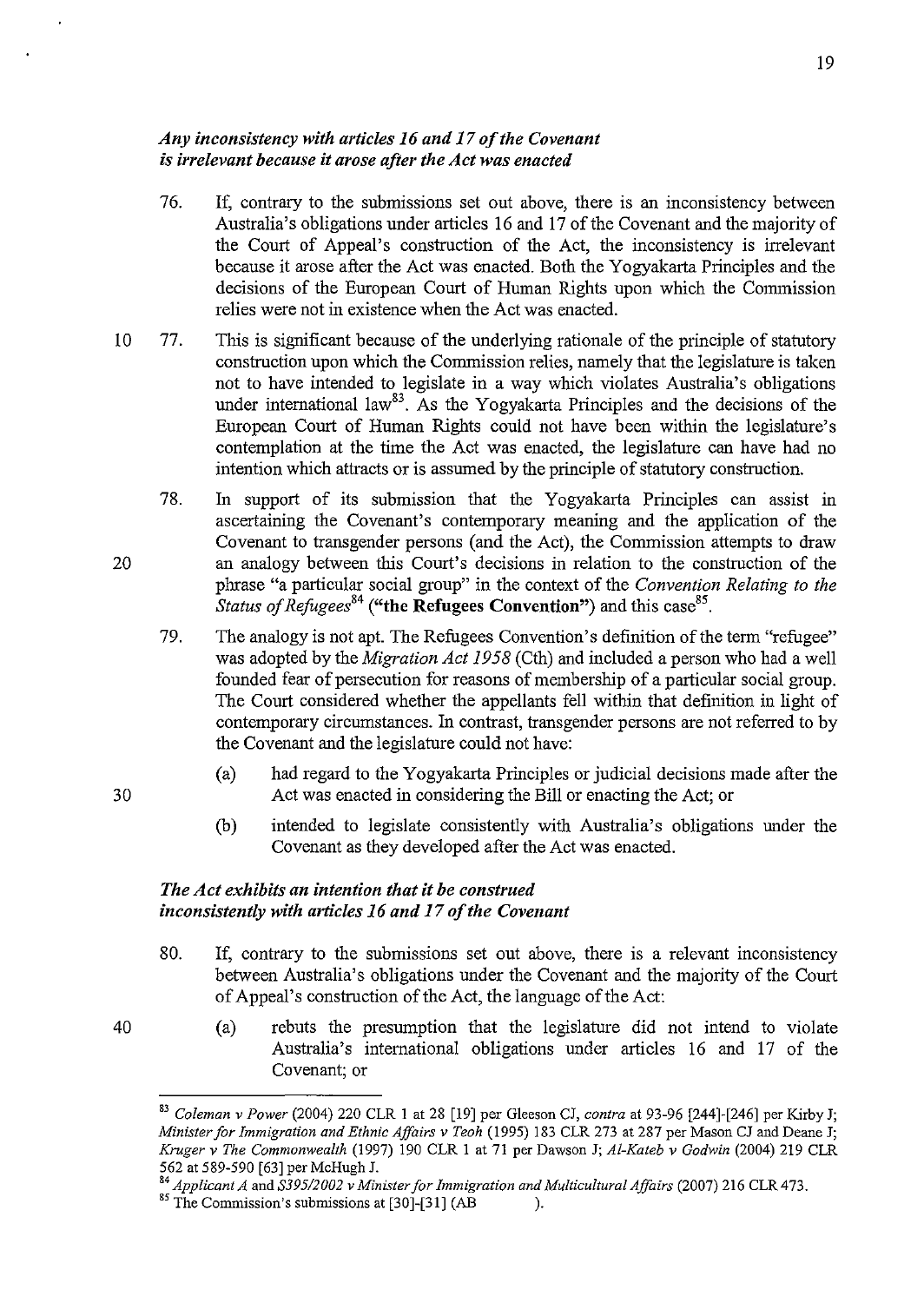### *Any inconsistency with articles 16 and 17 of the Covenant is irrelevant because it arose after the Act was enacted*

76. If, contrary to the submissions set out above, there is an inconsistency between Australia's obligations under articles 16 and 17 of the Covenant and the majority of the Court of Appeal's construction of the Act, the inconsistency is irrelevant because it arose after the Act was enacted. Both the Yogyakarta Principles and the decisions of the European Court of Human Rights upon which the Commission relies were not in existence when the Act was enacted.

77. This is significant because of the underlying rationale of the principle of statutory construction upon which the Commission relies, namely that the legislature is taken not to have intended to legislate in a way which violates Australia's obligations under international law[83]. As the Yogyakarta Principles and the decisions of the European Court of Human Rights could not have been within the legislature's contemplation at the time the Act was enacted, the legislature can have had no intention which attracts or is assumed by the principle of statutory construction.

78. In support of its submission that the Yogyakarta Principles can assist in ascertaining the Covenant's contemporary meaning and the application of the Covenant to transgender persons (and the Act), the Commission attempts to draw an analogy between this Court's decisions in relation to the construction of the phrase "a particular social group" in the context of the *Convention Relating to the Status of Refugees*[84] (**"the Refugees Convention"**) and this case[85].

79. The analogy is not apt. The Refugees Convention's definition of the term "refugee" was adopted by the *Migration Act 1958* (Cth) and included a person who had a well founded fear of persecution for reasons of membership of a particular social group. The Court considered whether the appellants fell within that definition in light of contemporary circumstances. In contrast, transgender persons are not referred to by the Covenant and the legislature could not have:

    (a) had regard to the Yogyakarta Principles or judicial decisions made after the Act was enacted in considering the Bill or enacting the Act; or

    (b) intended to legislate consistently with Australia's obligations under the Covenant as they developed after the Act was enacted.

### *The Act exhibits an intention that it be construed inconsistently with articles 16 and 17 of the Covenant*

80. If, contrary to the submissions set out above, there is a relevant inconsistency between Australia's obligations under the Covenant and the majority of the Court of Appeal's construction of the Act, the language of the Act:

    (a) rebuts the presumption that the legislature did not intend to violate Australia's international obligations under articles 16 and 17 of the Covenant; or

---

[83] *Coleman v Power* (2004) 220 CLR 1 at 28 [19] per Gleeson CJ, *contra* at 93-96 [244]-[246] per Kirby J; *Minister for Immigration and Ethnic Affairs v Teoh* (1995) 183 CLR 273 at 287 per Mason CJ and Deane J; *Kruger v The Commonwealth* (1997) 190 CLR 1 at 71 per Dawson J; *Al-Kateb v Godwin* (2004) 219 CLR 562 at 589-590 [63] per McHugh J.

[84] *Applicant A* and *S395/2002 v Minister for Immigration and Multicultural Affairs* (2007) 216 CLR 473.

[85] The Commission's submissions at [30]-[31] (AB ).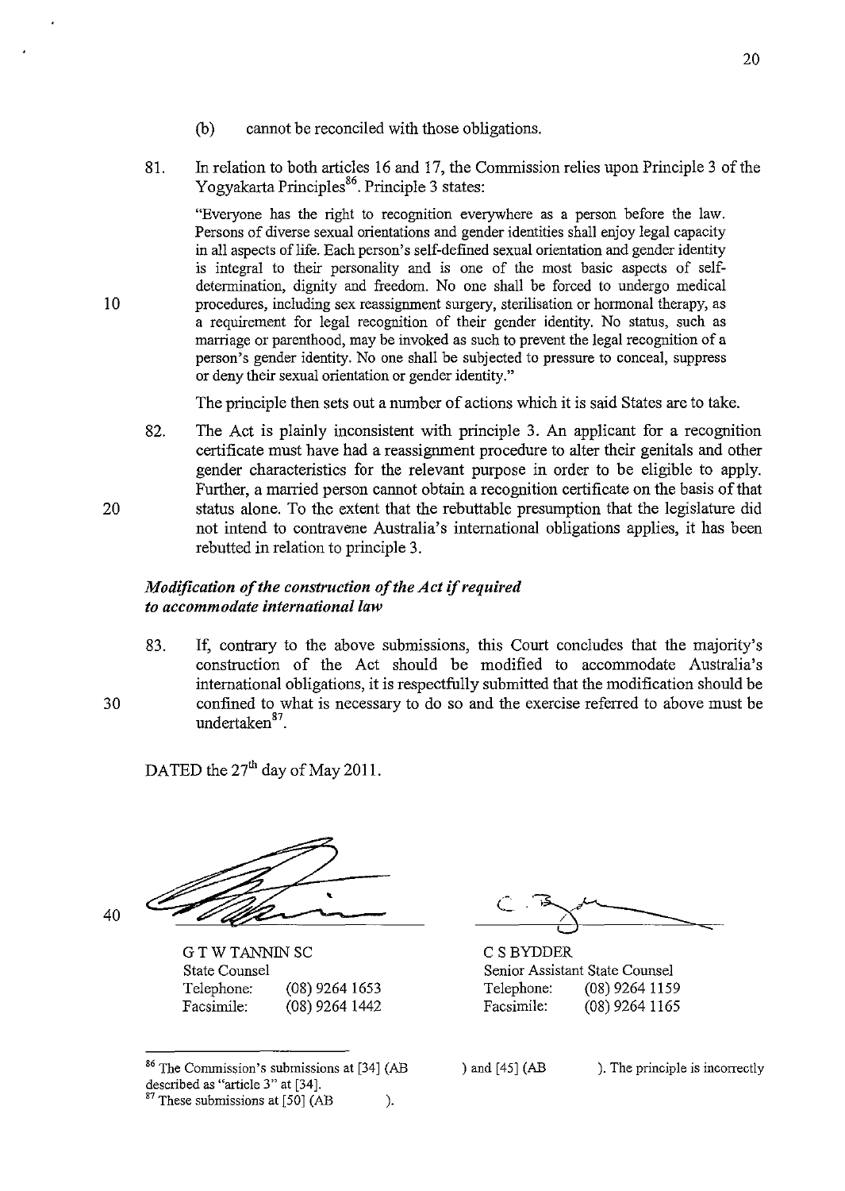(b) cannot be reconciled with those obligations.

81. In relation to both articles 16 and 17, the Commission relies upon Principle 3 of the Yogyakarta Principles[86]. Principle 3 states:

> "Everyone has the right to recognition everywhere as a person before the law. Persons of diverse sexual orientations and gender identities shall enjoy legal capacity in all aspects of life. Each person's self-defined sexual orientation and gender identity is integral to their personality and is one of the most basic aspects of self-determination, dignity and freedom. No one shall be forced to undergo medical procedures, including sex reassignment surgery, sterilisation or hormonal therapy, as a requirement for legal recognition of their gender identity. No status, such as marriage or parenthood, may be invoked as such to prevent the legal recognition of a person's gender identity. No one shall be subjected to pressure to conceal, suppress or deny their sexual orientation or gender identity."

The principle then sets out a number of actions which it is said States are to take.

82. The Act is plainly inconsistent with principle 3. An applicant for a recognition certificate must have had a reassignment procedure to alter their genitals and other gender characteristics for the relevant purpose in order to be eligible to apply. Further, a married person cannot obtain a recognition certificate on the basis of that status alone. To the extent that the rebuttable presumption that the legislature did not intend to contravene Australia's international obligations applies, it has been rebutted in relation to principle 3.

### *Modification of the construction of the Act if required to accommodate international law*

83. If, contrary to the above submissions, this Court concludes that the majority's construction of the Act should be modified to accommodate Australia's international obligations, it is respectfully submitted that the modification should be confined to what is necessary to do so and the exercise referred to above must be undertaken[87].

DATED the 27th day of May 2011.

G T W TANNIN SC
State Counsel
Telephone: (08) 9264 1653
Facsimile: (08) 9264 1442

C S BYDDER
Senior Assistant State Counsel
Telephone: (08) 9264 1159
Facsimile: (08) 9264 1165

---

[86] The Commission's submissions at [34] (AB ) and [45] (AB ). The principle is incorrectly described as "article 3" at [34].

[87] These submissions at [50] (AB ).